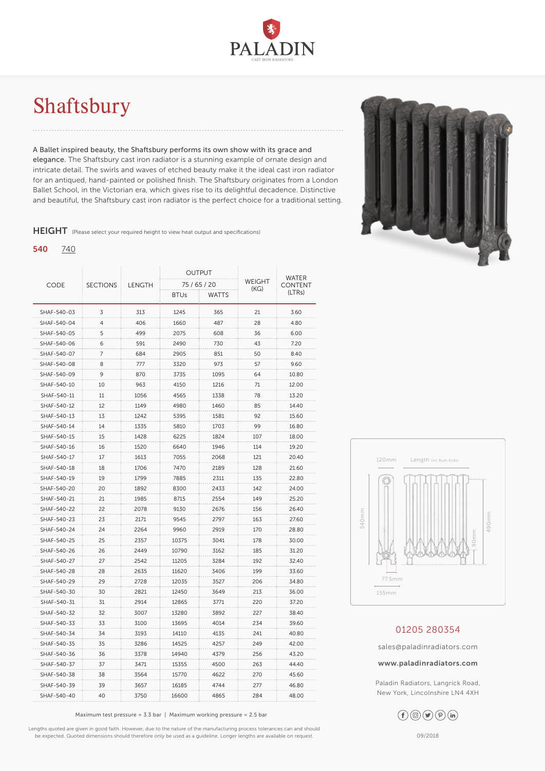PALADIN

CAST IRON RADIATORS

# Shaftsbury

**A Ballet inspired beauty, the Shaftsbury performs its own show with its grace and elegance.** The Shaftsbury cast iron radiator is a stunning example of ornate design and intricate detail. The swirls and waves of etched beauty make it the ideal cast iron radiator for an antiqued, hand-painted or polished finish. The Shaftsbury originates from a London Ballet School, in the Victorian era, which gives rise to its delightful decadence. Distinctive and beautiful, the Shaftsbury cast iron radiator is the perfect choice for a traditional setting.

## HEIGHT (Please select your required height to view heat output and specifications)

**540** 740

| CODE | SECTIONS | LENGTH | OUTPUT 75 / 65 / 20 | | WEIGHT (KG) | WATER CONTENT (LTRs) |
|---|---|---|---|---|---|---|
| | | | BTUs | WATTS | | |
| SHAF-540-03 | 3 | 313 | 1245 | 365 | 21 | 3.60 |
| SHAF-540-04 | 4 | 406 | 1660 | 487 | 28 | 4.80 |
| SHAF-540-05 | 5 | 499 | 2075 | 608 | 36 | 6.00 |
| SHAF-540-06 | 6 | 591 | 2490 | 730 | 43 | 7.20 |
| SHAF-540-07 | 7 | 684 | 2905 | 851 | 50 | 8.40 |
| SHAF-540-08 | 8 | 777 | 3320 | 973 | 57 | 9.60 |
| SHAF-540-09 | 9 | 870 | 3735 | 1095 | 64 | 10.80 |
| SHAF-540-10 | 10 | 963 | 4150 | 1216 | 71 | 12.00 |
| SHAF-540-11 | 11 | 1056 | 4565 | 1338 | 78 | 13.20 |
| SHAF-540-12 | 12 | 1149 | 4980 | 1460 | 85 | 14.40 |
| SHAF-540-13 | 13 | 1242 | 5395 | 1581 | 92 | 15.60 |
| SHAF-540-14 | 14 | 1335 | 5810 | 1703 | 99 | 16.80 |
| SHAF-540-15 | 15 | 1428 | 6225 | 1824 | 107 | 18.00 |
| SHAF-540-16 | 16 | 1520 | 6640 | 1946 | 114 | 19.20 |
| SHAF-540-17 | 17 | 1613 | 7055 | 2068 | 121 | 20.40 |
| SHAF-540-18 | 18 | 1706 | 7470 | 2189 | 128 | 21.60 |
| SHAF-540-19 | 19 | 1799 | 7885 | 2311 | 135 | 22.80 |
| SHAF-540-20 | 20 | 1892 | 8300 | 2433 | 142 | 24.00 |
| SHAF-540-21 | 21 | 1985 | 8715 | 2554 | 149 | 25.20 |
| SHAF-540-22 | 22 | 2078 | 9130 | 2676 | 156 | 26.40 |
| SHAF-540-23 | 23 | 2171 | 9545 | 2797 | 163 | 27.60 |
| SHAF-540-24 | 24 | 2264 | 9960 | 2919 | 170 | 28.80 |
| SHAF-540-25 | 25 | 2357 | 10375 | 3041 | 178 | 30.00 |
| SHAF-540-26 | 26 | 2449 | 10790 | 3162 | 185 | 31.20 |
| SHAF-540-27 | 27 | 2542 | 11205 | 3284 | 192 | 32.40 |
| SHAF-540-28 | 28 | 2635 | 11620 | 3406 | 199 | 33.60 |
| SHAF-540-29 | 29 | 2728 | 12035 | 3527 | 206 | 34.80 |
| SHAF-540-30 | 30 | 2821 | 12450 | 3649 | 213 | 36.00 |
| SHAF-540-31 | 31 | 2914 | 12865 | 3771 | 220 | 37.20 |
| SHAF-540-32 | 32 | 3007 | 13280 | 3892 | 227 | 38.40 |
| SHAF-540-33 | 33 | 3100 | 13695 | 4014 | 234 | 39.60 |
| SHAF-540-34 | 34 | 3193 | 14110 | 4135 | 241 | 40.80 |
| SHAF-540-35 | 35 | 3286 | 14525 | 4257 | 249 | 42.00 |
| SHAF-540-36 | 36 | 3378 | 14940 | 4379 | 256 | 43.20 |
| SHAF-540-37 | 37 | 3471 | 15355 | 4500 | 263 | 44.40 |
| SHAF-540-38 | 38 | 3564 | 15770 | 4622 | 270 | 45.60 |
| SHAF-540-39 | 39 | 3657 | 16185 | 4744 | 277 | 46.80 |
| SHAF-540-40 | 40 | 3750 | 16600 | 4865 | 284 | 48.00 |

Maximum test pressure = 3.3 bar | Maximum working pressure = 2.5 bar

Lengths quoted are given in good faith. However, due to the nature of the manufacturing process tolerances can and should be expected. Quoted dimensions should therefore only be used as a guideline. Longer lengths are available on request.

120mm | Length (inc Bush Ends) | 540mm | 490mm | 90mm | 77.5mm | 155mm

01205 280354

sales@paladinradiators.com

**www.paladinradiators.com**

Paladin Radiators, Langrick Road,
New York, Lincolnshire LN4 4XH

09/2018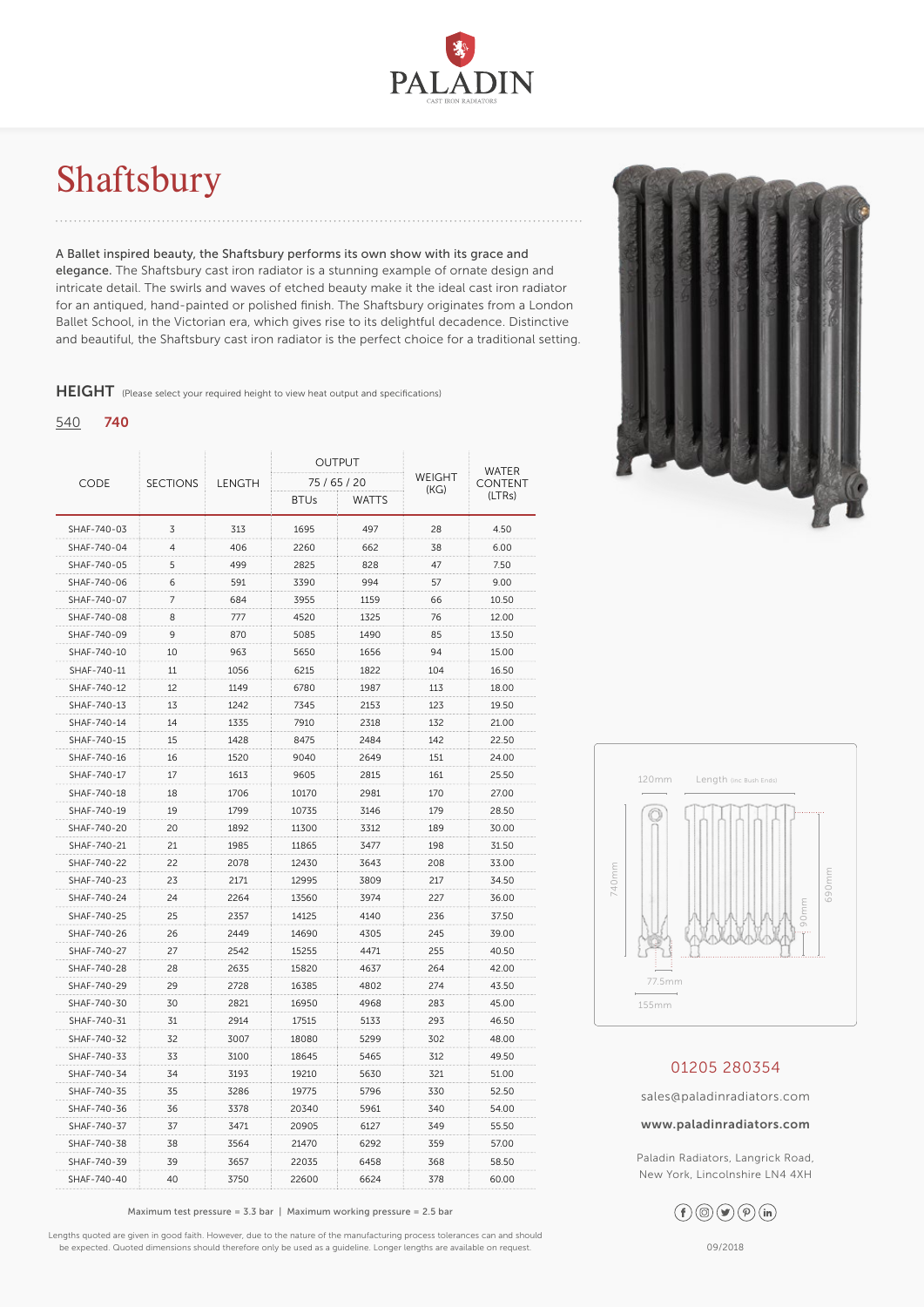# PALADIN

CAST IRON RADIATORS

# Shaftsbury

**A Ballet inspired beauty, the Shaftsbury performs its own show with its grace and elegance.** The Shaftsbury cast iron radiator is a stunning example of ornate design and intricate detail. The swirls and waves of etched beauty make it the ideal cast iron radiator for an antiqued, hand-painted or polished finish. The Shaftsbury originates from a London Ballet School, in the Victorian era, which gives rise to its delightful decadence. Distinctive and beautiful, the Shaftsbury cast iron radiator is the perfect choice for a traditional setting.

## HEIGHT (Please select your required height to view heat output and specifications)

540 **740**

| CODE | SECTIONS | LENGTH | OUTPUT 75 / 65 / 20 | | WEIGHT (KG) | WATER CONTENT (LTRs) |
|---|---|---|---|---|---|---|
| | | | BTUs | WATTS | | |
| SHAF-740-03 | 3 | 313 | 1695 | 497 | 28 | 4.50 |
| SHAF-740-04 | 4 | 406 | 2260 | 662 | 38 | 6.00 |
| SHAF-740-05 | 5 | 499 | 2825 | 828 | 47 | 7.50 |
| SHAF-740-06 | 6 | 591 | 3390 | 994 | 57 | 9.00 |
| SHAF-740-07 | 7 | 684 | 3955 | 1159 | 66 | 10.50 |
| SHAF-740-08 | 8 | 777 | 4520 | 1325 | 76 | 12.00 |
| SHAF-740-09 | 9 | 870 | 5085 | 1490 | 85 | 13.50 |
| SHAF-740-10 | 10 | 963 | 5650 | 1656 | 94 | 15.00 |
| SHAF-740-11 | 11 | 1056 | 6215 | 1822 | 104 | 16.50 |
| SHAF-740-12 | 12 | 1149 | 6780 | 1987 | 113 | 18.00 |
| SHAF-740-13 | 13 | 1242 | 7345 | 2153 | 123 | 19.50 |
| SHAF-740-14 | 14 | 1335 | 7910 | 2318 | 132 | 21.00 |
| SHAF-740-15 | 15 | 1428 | 8475 | 2484 | 142 | 22.50 |
| SHAF-740-16 | 16 | 1520 | 9040 | 2649 | 151 | 24.00 |
| SHAF-740-17 | 17 | 1613 | 9605 | 2815 | 161 | 25.50 |
| SHAF-740-18 | 18 | 1706 | 10170 | 2981 | 170 | 27.00 |
| SHAF-740-19 | 19 | 1799 | 10735 | 3146 | 179 | 28.50 |
| SHAF-740-20 | 20 | 1892 | 11300 | 3312 | 189 | 30.00 |
| SHAF-740-21 | 21 | 1985 | 11865 | 3477 | 198 | 31.50 |
| SHAF-740-22 | 22 | 2078 | 12430 | 3643 | 208 | 33.00 |
| SHAF-740-23 | 23 | 2171 | 12995 | 3809 | 217 | 34.50 |
| SHAF-740-24 | 24 | 2264 | 13560 | 3974 | 227 | 36.00 |
| SHAF-740-25 | 25 | 2357 | 14125 | 4140 | 236 | 37.50 |
| SHAF-740-26 | 26 | 2449 | 14690 | 4305 | 245 | 39.00 |
| SHAF-740-27 | 27 | 2542 | 15255 | 4471 | 255 | 40.50 |
| SHAF-740-28 | 28 | 2635 | 15820 | 4637 | 264 | 42.00 |
| SHAF-740-29 | 29 | 2728 | 16385 | 4802 | 274 | 43.50 |
| SHAF-740-30 | 30 | 2821 | 16950 | 4968 | 283 | 45.00 |
| SHAF-740-31 | 31 | 2914 | 17515 | 5133 | 293 | 46.50 |
| SHAF-740-32 | 32 | 3007 | 18080 | 5299 | 302 | 48.00 |
| SHAF-740-33 | 33 | 3100 | 18645 | 5465 | 312 | 49.50 |
| SHAF-740-34 | 34 | 3193 | 19210 | 5630 | 321 | 51.00 |
| SHAF-740-35 | 35 | 3286 | 19775 | 5796 | 330 | 52.50 |
| SHAF-740-36 | 36 | 3378 | 20340 | 5961 | 340 | 54.00 |
| SHAF-740-37 | 37 | 3471 | 20905 | 6127 | 349 | 55.50 |
| SHAF-740-38 | 38 | 3564 | 21470 | 6292 | 359 | 57.00 |
| SHAF-740-39 | 39 | 3657 | 22035 | 6458 | 368 | 58.50 |
| SHAF-740-40 | 40 | 3750 | 22600 | 6624 | 378 | 60.00 |

Maximum test pressure = 3.3 bar | Maximum working pressure = 2.5 bar

Lengths quoted are given in good faith. However, due to the nature of the manufacturing process tolerances can and should be expected. Quoted dimensions should therefore only be used as a guideline. Longer lengths are available on request.

120mm
Length (inc Bush Ends)
740mm
690mm
90mm
77.5mm
155mm

01205 280354

sales@paladinradiators.com

**www.paladinradiators.com**

Paladin Radiators, Langrick Road,
New York, Lincolnshire LN4 4XH

09/2018